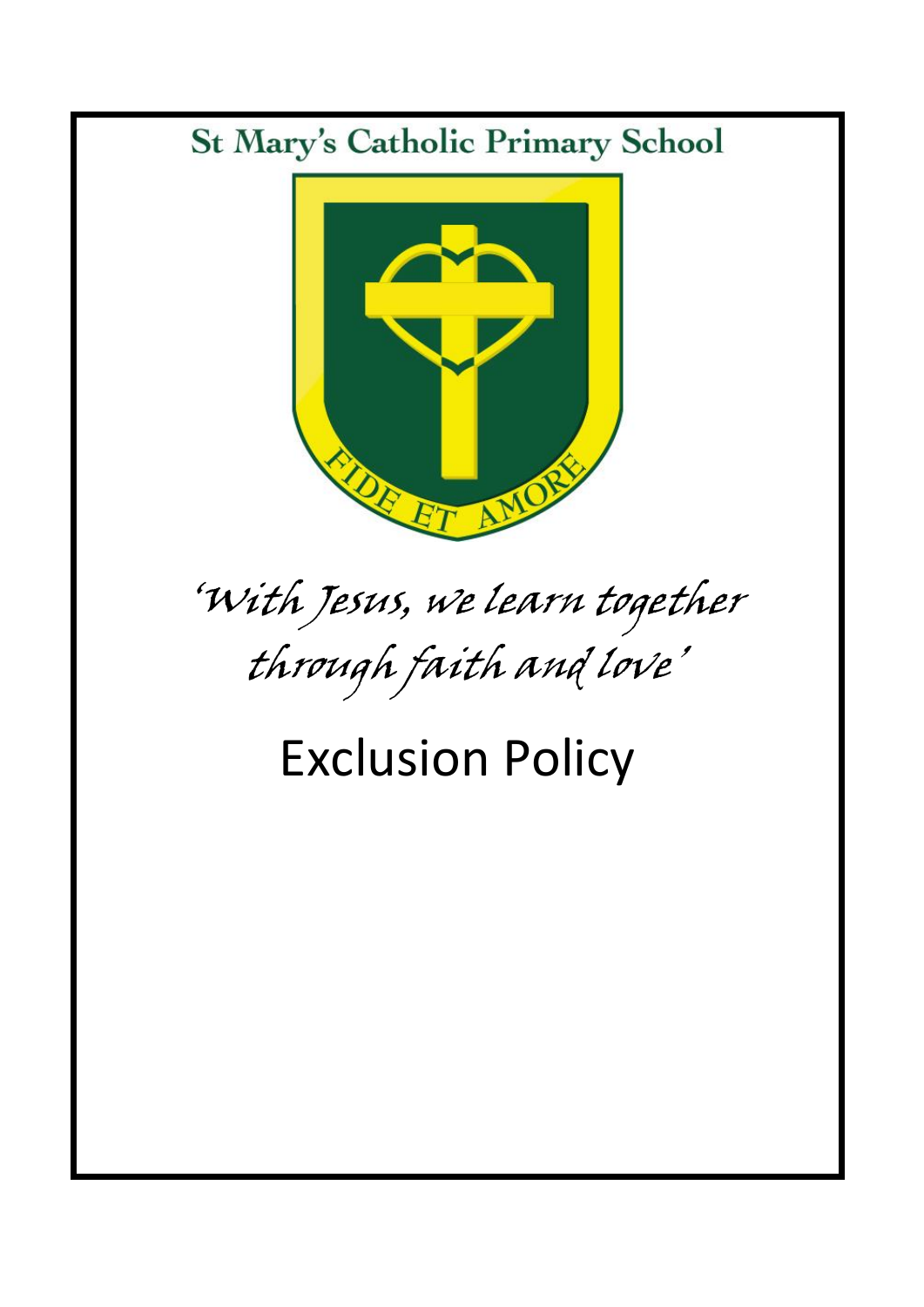# St Mary's Catholic Primary School

FIDE ET AMORE

*'With Jesus, we learn together through faith and love'*

# Exclusion Policy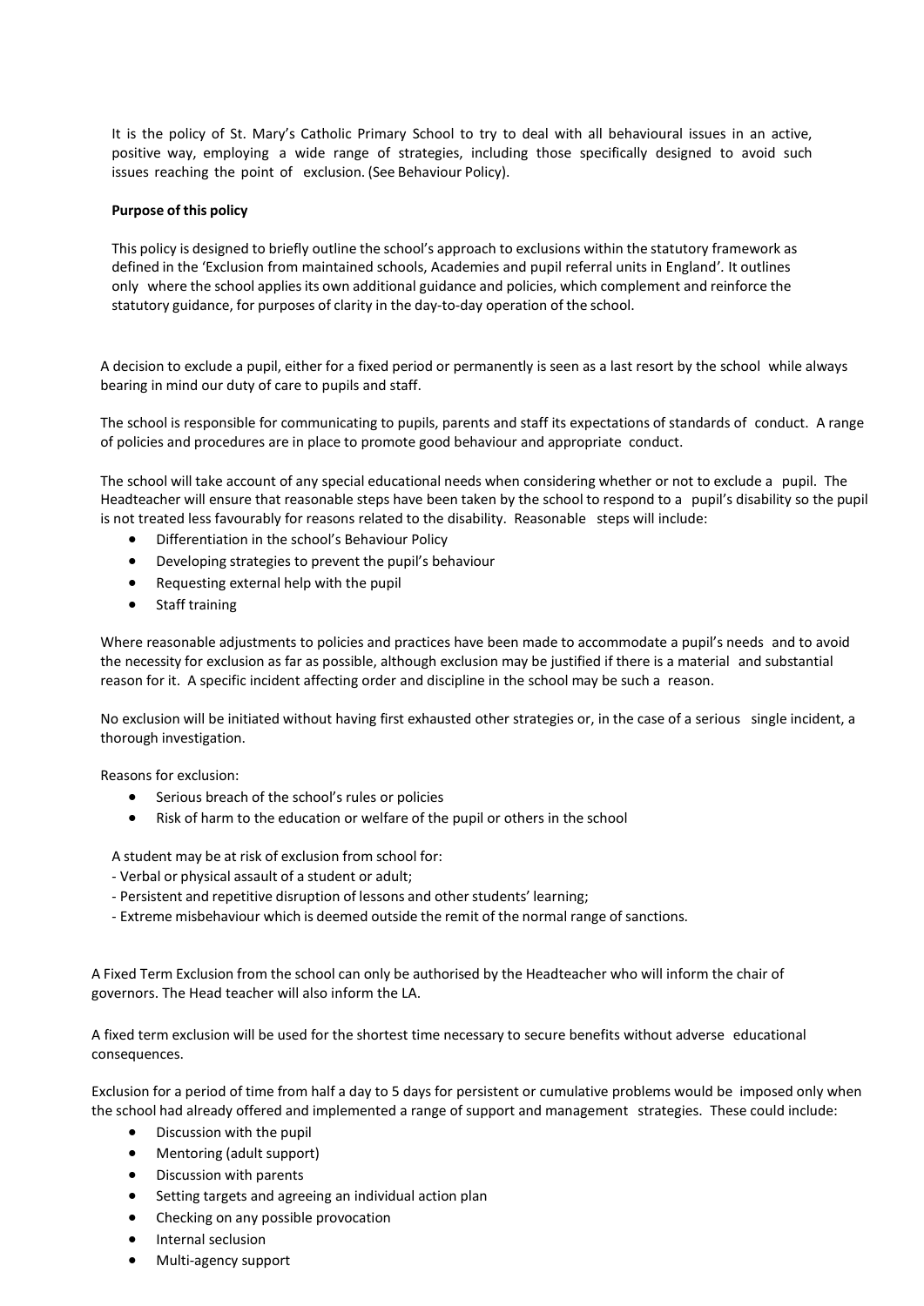It is the policy of St. Mary's Catholic Primary School to try to deal with all behavioural issues in an active, positive way, employing a wide range of strategies, including those specifically designed to avoid such issues reaching the point of exclusion. (See Behaviour Policy).

**Purpose of this policy**

This policy is designed to briefly outline the school's approach to exclusions within the statutory framework as defined in the 'Exclusion from maintained schools, Academies and pupil referral units in England'. It outlines only where the school applies its own additional guidance and policies, which complement and reinforce the statutory guidance, for purposes of clarity in the day-to-day operation of the school.

A decision to exclude a pupil, either for a fixed period or permanently is seen as a last resort by the school while always bearing in mind our duty of care to pupils and staff.

The school is responsible for communicating to pupils, parents and staff its expectations of standards of conduct. A range of policies and procedures are in place to promote good behaviour and appropriate conduct.

The school will take account of any special educational needs when considering whether or not to exclude a pupil. The Headteacher will ensure that reasonable steps have been taken by the school to respond to a pupil's disability so the pupil is not treated less favourably for reasons related to the disability. Reasonable steps will include:

- Differentiation in the school's Behaviour Policy
- Developing strategies to prevent the pupil's behaviour
- Requesting external help with the pupil
- Staff training

Where reasonable adjustments to policies and practices have been made to accommodate a pupil's needs and to avoid the necessity for exclusion as far as possible, although exclusion may be justified if there is a material and substantial reason for it. A specific incident affecting order and discipline in the school may be such a reason.

No exclusion will be initiated without having first exhausted other strategies or, in the case of a serious single incident, a thorough investigation.

Reasons for exclusion:

- Serious breach of the school's rules or policies
- Risk of harm to the education or welfare of the pupil or others in the school

A student may be at risk of exclusion from school for:

- Verbal or physical assault of a student or adult;
- Persistent and repetitive disruption of lessons and other students' learning;
- Extreme misbehaviour which is deemed outside the remit of the normal range of sanctions.

A Fixed Term Exclusion from the school can only be authorised by the Headteacher who will inform the chair of governors. The Head teacher will also inform the LA.

A fixed term exclusion will be used for the shortest time necessary to secure benefits without adverse educational consequences.

Exclusion for a period of time from half a day to 5 days for persistent or cumulative problems would be imposed only when the school had already offered and implemented a range of support and management strategies. These could include:

- Discussion with the pupil
- Mentoring (adult support)
- Discussion with parents
- Setting targets and agreeing an individual action plan
- Checking on any possible provocation
- Internal seclusion
- Multi-agency support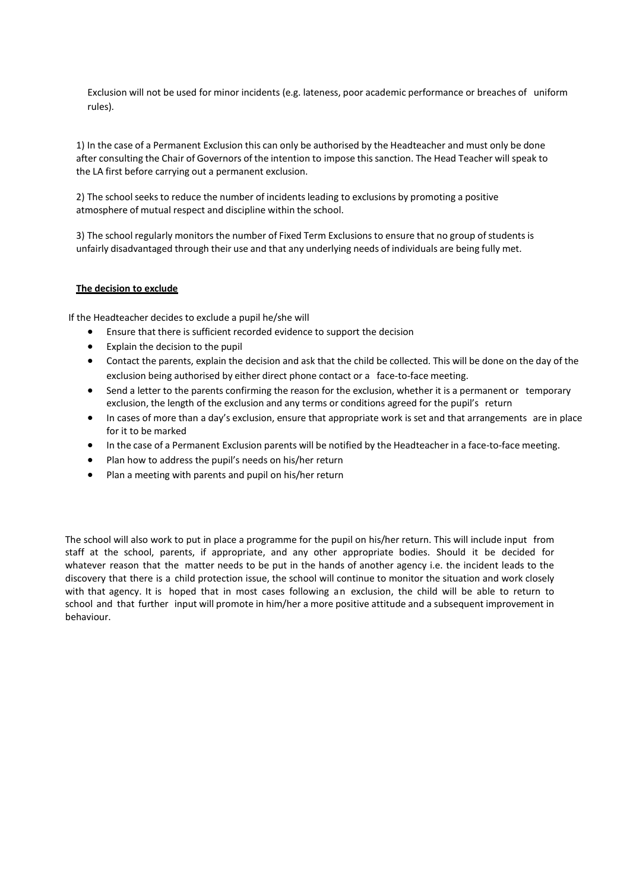Exclusion will not be used for minor incidents (e.g. lateness, poor academic performance or breaches of uniform rules).

1) In the case of a Permanent Exclusion this can only be authorised by the Headteacher and must only be done after consulting the Chair of Governors of the intention to impose this sanction. The Head Teacher will speak to the LA first before carrying out a permanent exclusion.

2) The school seeks to reduce the number of incidents leading to exclusions by promoting a positive atmosphere of mutual respect and discipline within the school.

3) The school regularly monitors the number of Fixed Term Exclusions to ensure that no group of students is unfairly disadvantaged through their use and that any underlying needs of individuals are being fully met.

**The decision to exclude**

If the Headteacher decides to exclude a pupil he/she will

- Ensure that there is sufficient recorded evidence to support the decision
- Explain the decision to the pupil
- Contact the parents, explain the decision and ask that the child be collected. This will be done on the day of the exclusion being authorised by either direct phone contact or a face-to-face meeting.
- Send a letter to the parents confirming the reason for the exclusion, whether it is a permanent or temporary exclusion, the length of the exclusion and any terms or conditions agreed for the pupil's return
- In cases of more than a day's exclusion, ensure that appropriate work is set and that arrangements are in place for it to be marked
- In the case of a Permanent Exclusion parents will be notified by the Headteacher in a face-to-face meeting.
- Plan how to address the pupil's needs on his/her return
- Plan a meeting with parents and pupil on his/her return

The school will also work to put in place a programme for the pupil on his/her return. This will include input from staff at the school, parents, if appropriate, and any other appropriate bodies. Should it be decided for whatever reason that the matter needs to be put in the hands of another agency i.e. the incident leads to the discovery that there is a child protection issue, the school will continue to monitor the situation and work closely with that agency. It is hoped that in most cases following an exclusion, the child will be able to return to school and that further input will promote in him/her a more positive attitude and a subsequent improvement in behaviour.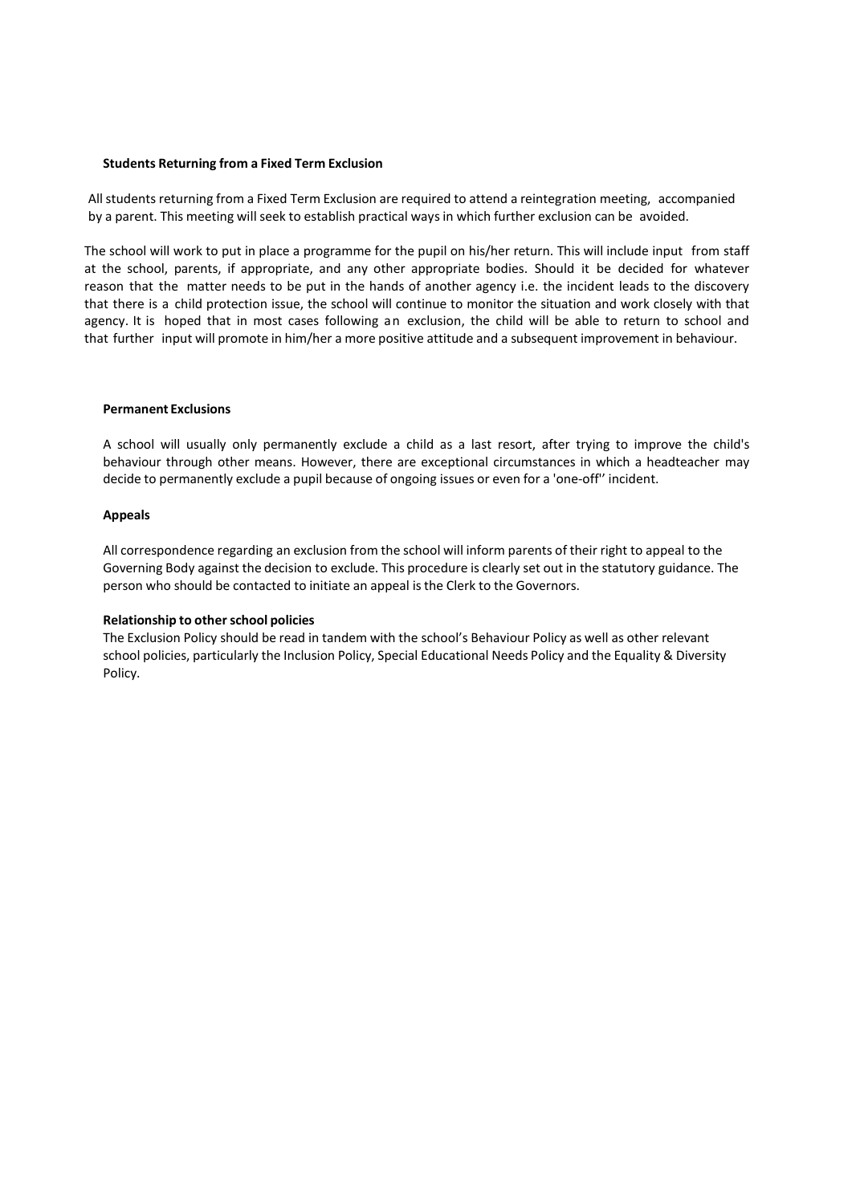### Students Returning from a Fixed Term Exclusion

All students returning from a Fixed Term Exclusion are required to attend a reintegration meeting, accompanied by a parent. This meeting will seek to establish practical ways in which further exclusion can be avoided.

The school will work to put in place a programme for the pupil on his/her return. This will include input from staff at the school, parents, if appropriate, and any other appropriate bodies. Should it be decided for whatever reason that the matter needs to be put in the hands of another agency i.e. the incident leads to the discovery that there is a child protection issue, the school will continue to monitor the situation and work closely with that agency. It is hoped that in most cases following an exclusion, the child will be able to return to school and that further input will promote in him/her a more positive attitude and a subsequent improvement in behaviour.

### Permanent Exclusions

A school will usually only permanently exclude a child as a last resort, after trying to improve the child's behaviour through other means. However, there are exceptional circumstances in which a headteacher may decide to permanently exclude a pupil because of ongoing issues or even for a 'one-off'' incident.

### Appeals

All correspondence regarding an exclusion from the school will inform parents of their right to appeal to the Governing Body against the decision to exclude. This procedure is clearly set out in the statutory guidance. The person who should be contacted to initiate an appeal is the Clerk to the Governors.

### Relationship to other school policies

The Exclusion Policy should be read in tandem with the school's Behaviour Policy as well as other relevant school policies, particularly the Inclusion Policy, Special Educational Needs Policy and the Equality & Diversity Policy.